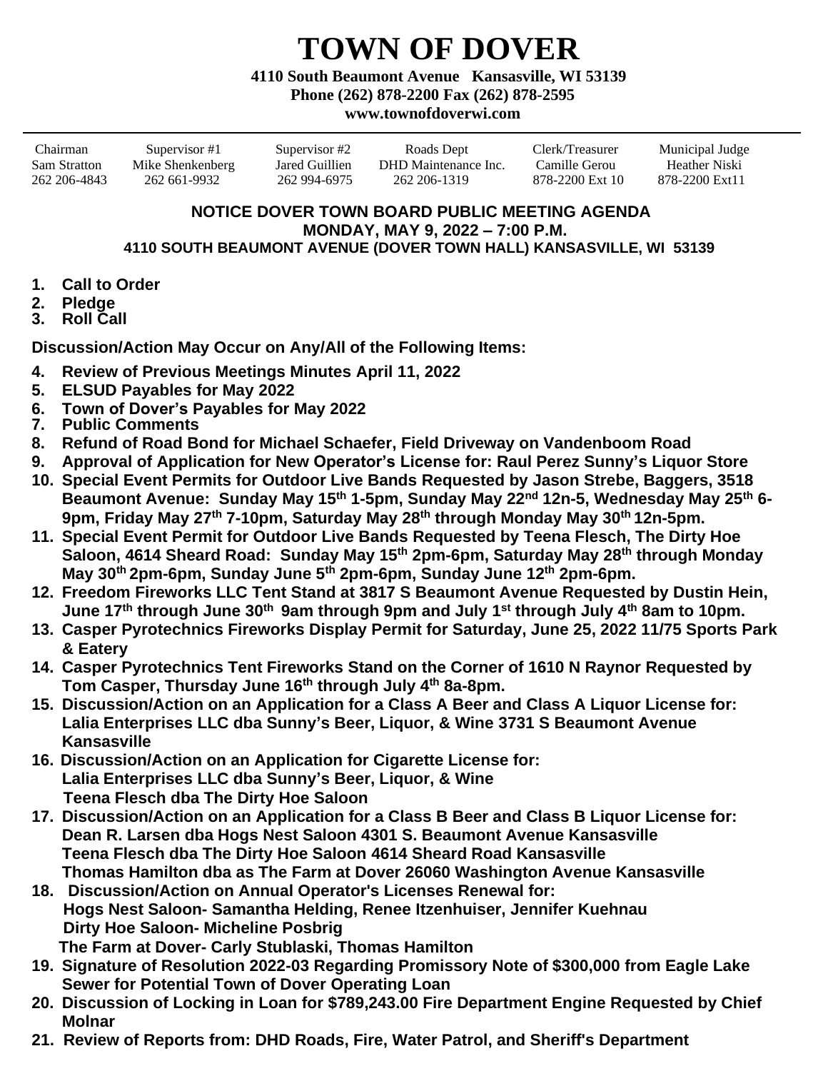# TOWN OF DOVER

**4110 South Beaumont Avenue Kansasville, WI 53139**
**Phone (262) 878-2200 Fax (262) 878-2595**
**www.townofdoverwi.com**

| Chairman | Supervisor #1 | Supervisor #2 | Roads Dept | Clerk/Treasurer | Municipal Judge |
|---|---|---|---|---|---|
| Sam Stratton | Mike Shenkenberg | Jared Guillien | DHD Maintenance Inc. | Camille Gerou | Heather Niski |
| 262 206-4843 | 262 661-9932 | 262 994-6975 | 262 206-1319 | 878-2200 Ext 10 | 878-2200 Ext11 |

**NOTICE DOVER TOWN BOARD PUBLIC MEETING AGENDA**
**MONDAY, MAY 9, 2022 – 7:00 P.M.**
**4110 SOUTH BEAUMONT AVENUE (DOVER TOWN HALL) KANSASVILLE, WI 53139**

1. **Call to Order**
2. **Pledge**
3. **Roll Call**

**Discussion/Action May Occur on Any/All of the Following Items:**

4. **Review of Previous Meetings Minutes April 11, 2022**
5. **ELSUD Payables for May 2022**
6. **Town of Dover's Payables for May 2022**
7. **Public Comments**
8. **Refund of Road Bond for Michael Schaefer, Field Driveway on Vandenboom Road**
9. **Approval of Application for New Operator's License for: Raul Perez Sunny's Liquor Store**
10. **Special Event Permits for Outdoor Live Bands Requested by Jason Strebe, Baggers, 3518 Beaumont Avenue: Sunday May 15th 1-5pm, Sunday May 22nd 12n-5, Wednesday May 25th 6-9pm, Friday May 27th 7-10pm, Saturday May 28th through Monday May 30th 12n-5pm.**
11. **Special Event Permit for Outdoor Live Bands Requested by Teena Flesch, The Dirty Hoe Saloon, 4614 Sheard Road: Sunday May 15th 2pm-6pm, Saturday May 28th through Monday May 30th 2pm-6pm, Sunday June 5th 2pm-6pm, Sunday June 12th 2pm-6pm.**
12. **Freedom Fireworks LLC Tent Stand at 3817 S Beaumont Avenue Requested by Dustin Hein, June 17th through June 30th 9am through 9pm and July 1st through July 4th 8am to 10pm.**
13. **Casper Pyrotechnics Fireworks Display Permit for Saturday, June 25, 2022 11/75 Sports Park & Eatery**
14. **Casper Pyrotechnics Tent Fireworks Stand on the Corner of 1610 N Raynor Requested by Tom Casper, Thursday June 16th through July 4th 8a-8pm.**
15. **Discussion/Action on an Application for a Class A Beer and Class A Liquor License for: Lalia Enterprises LLC dba Sunny's Beer, Liquor, & Wine 3731 S Beaumont Avenue Kansasville**
16. **Discussion/Action on an Application for Cigarette License for:**
    **Lalia Enterprises LLC dba Sunny's Beer, Liquor, & Wine**
    **Teena Flesch dba The Dirty Hoe Saloon**
17. **Discussion/Action on an Application for a Class B Beer and Class B Liquor License for:**
    **Dean R. Larsen dba Hogs Nest Saloon 4301 S. Beaumont Avenue Kansasville**
    **Teena Flesch dba The Dirty Hoe Saloon 4614 Sheard Road Kansasville**
    **Thomas Hamilton dba as The Farm at Dover 26060 Washington Avenue Kansasville**
18. **Discussion/Action on Annual Operator's Licenses Renewal for:**
    **Hogs Nest Saloon- Samantha Helding, Renee Itzenhuiser, Jennifer Kuehnau**
    **Dirty Hoe Saloon- Micheline Posbrig**
    **The Farm at Dover- Carly Stublaski, Thomas Hamilton**
19. **Signature of Resolution 2022-03 Regarding Promissory Note of $300,000 from Eagle Lake Sewer for Potential Town of Dover Operating Loan**
20. **Discussion of Locking in Loan for $789,243.00 Fire Department Engine Requested by Chief Molnar**
21. **Review of Reports from: DHD Roads, Fire, Water Patrol, and Sheriff's Department**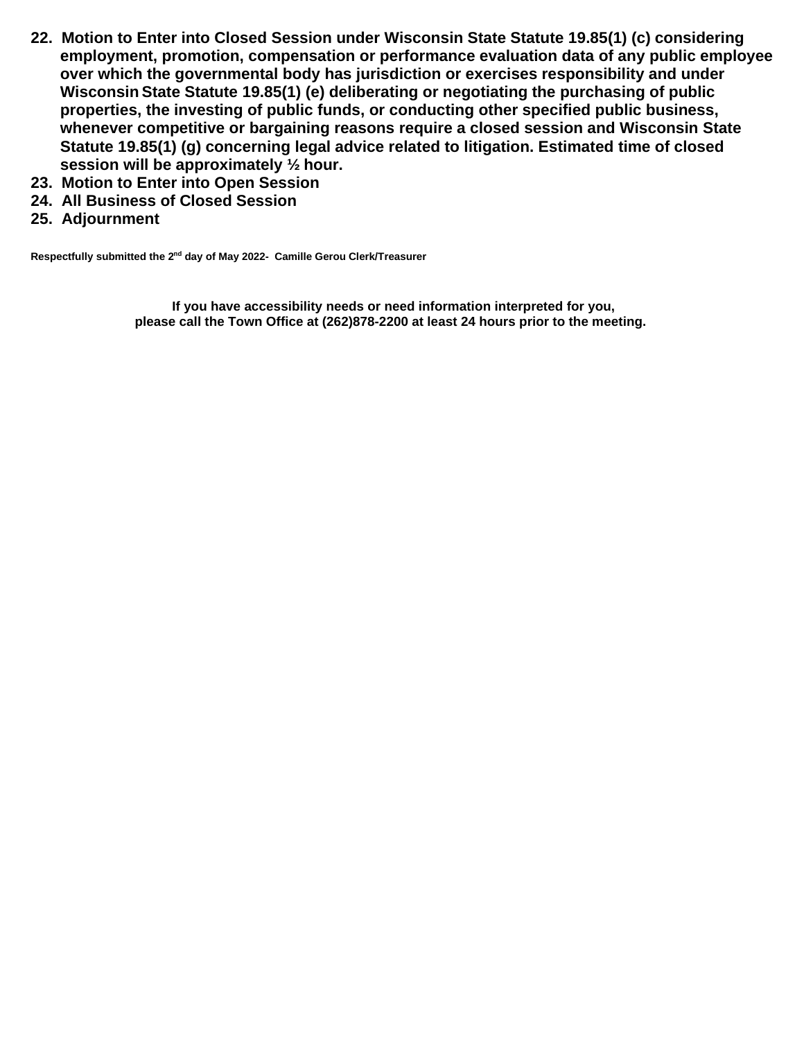22. **Motion to Enter into Closed Session under Wisconsin State Statute 19.85(1) (c) considering employment, promotion, compensation or performance evaluation data of any public employee over which the governmental body has jurisdiction or exercises responsibility and under Wisconsin State Statute 19.85(1) (e) deliberating or negotiating the purchasing of public properties, the investing of public funds, or conducting other specified public business, whenever competitive or bargaining reasons require a closed session and Wisconsin State Statute 19.85(1) (g) concerning legal advice related to litigation. Estimated time of closed session will be approximately ½ hour.**
23. **Motion to Enter into Open Session**
24. **All Business of Closed Session**
25. **Adjournment**

**Respectfully submitted the 2nd day of May 2022- Camille Gerou Clerk/Treasurer**

**If you have accessibility needs or need information interpreted for you, please call the Town Office at (262)878-2200 at least 24 hours prior to the meeting.**